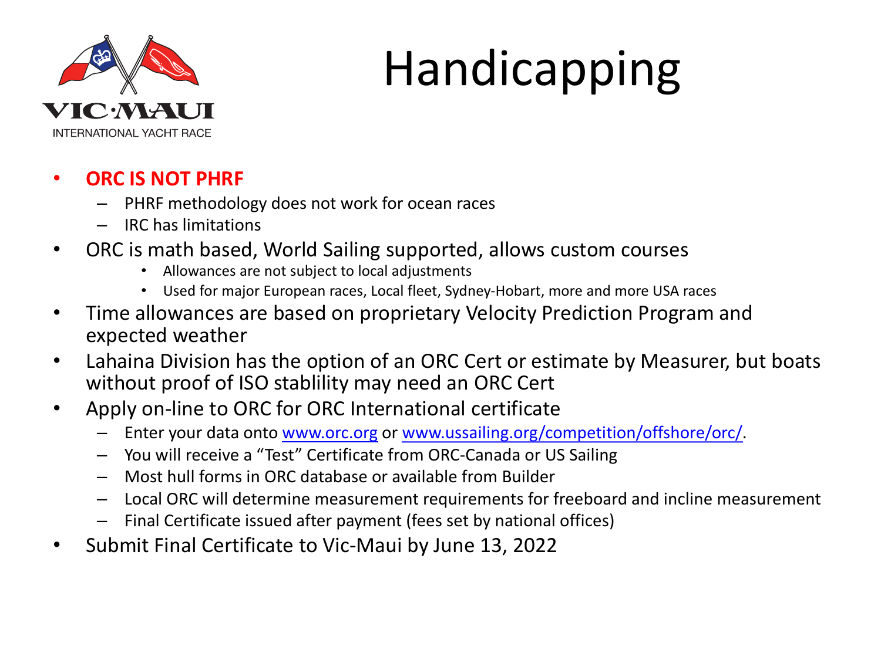VIC·MAUI

INTERNATIONAL YACHT RACE

# Handicapping

- **ORC IS NOT PHRF**
  - PHRF methodology does not work for ocean races
  - IRC has limitations
- ORC is math based, World Sailing supported, allows custom courses
  - Allowances are not subject to local adjustments
  - Used for major European races, Local fleet, Sydney-Hobart, more and more USA races
- Time allowances are based on proprietary Velocity Prediction Program and expected weather
- Lahaina Division has the option of an ORC Cert or estimate by Measurer, but boats without proof of ISO stablility may need an ORC Cert
- Apply on-line to ORC for ORC International certificate
  - Enter your data onto www.orc.org or www.ussailing.org/competition/offshore/orc/.
  - You will receive a "Test" Certificate from ORC-Canada or US Sailing
  - Most hull forms in ORC database or available from Builder
  - Local ORC will determine measurement requirements for freeboard and incline measurement
  - Final Certificate issued after payment (fees set by national offices)
- Submit Final Certificate to Vic-Maui by June 13, 2022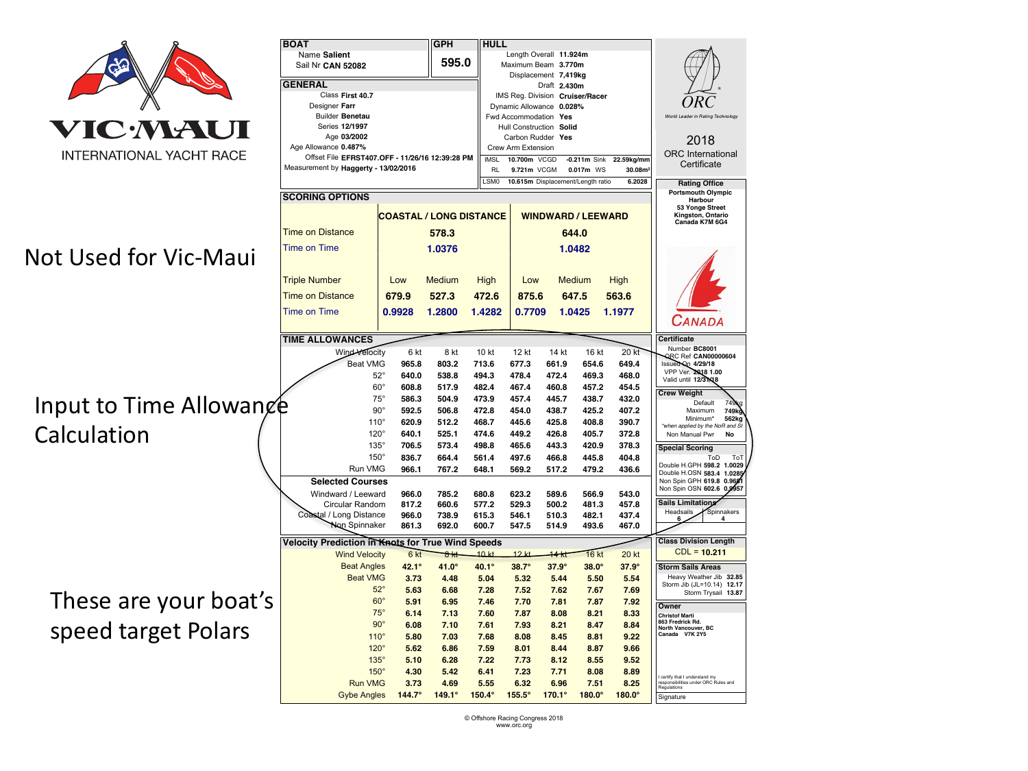# VIC·MAUI

INTERNATIONAL YACHT RACE

Not Used for Vic-Maui

Input to Time Allowance Calculation

These are your boat's speed target Polars

## BOAT

Name **Salient**
Sail Nr **CAN 52082**

## GPH

**595.0**

## GENERAL

Class **First 40.7**
Designer **Farr**
Builder **Benetau**
Series **12/1997**
Age **03/2002**
Age Allowance **0.487%**
Offset File **EFRST407.OFF - 11/26/16 12:39:28 PM**
Measurement by **Haggerty - 13/02/2016**

## HULL

Length Overall **11.924m**
Maximum Beam **3.770m**
Displacement **7,419kg**
Draft **2.430m**
IMS Reg. Division **Cruiser/Racer**
Dynamic Allowance **0.028%**
Fwd Accommodation **Yes**
Hull Construction **Solid**
Carbon Rudder **Yes**
Crew Arm Extension

| | | | | | |
|---|---|---|---|---|---|
| IMSL | **10.700m** | VCGD | **-0.211m** | Sink | **22.59kg/mm** |
| RL | **9.721m** | VCGM | **0.017m** | WS | **30.08m²** |
| LSM0 | **10.615m** | Displacement/Length ratio | **6.2028** | | |

**2018 ORC International Certificate**

ORC — World Leader in Rating Technology

## SCORING OPTIONS

| | COASTAL / LONG DISTANCE | | | WINDWARD / LEEWARD | | |
|---|---|---|---|---|---|---|
| Time on Distance | | 578.3 | | | 644.0 | |
| Time on Time | | 1.0376 | | | 1.0482 | |
| Triple Number | Low | Medium | High | Low | Medium | High |
| Time on Distance | 679.9 | 527.3 | 472.6 | 875.6 | 647.5 | 563.6 |
| Time on Time | 0.9928 | 1.2800 | 1.4282 | 0.7709 | 1.0425 | 1.1977 |

## TIME ALLOWANCES

| Wind Velocity | 6 kt | 8 kt | 10 kt | 12 kt | 14 kt | 16 kt | 20 kt |
|---|---|---|---|---|---|---|---|
| Beat VMG | 965.8 | 803.2 | 713.6 | 677.3 | 661.9 | 654.6 | 649.4 |
| 52° | 640.0 | 538.8 | 494.3 | 478.4 | 472.4 | 469.3 | 468.0 |
| 60° | 608.8 | 517.9 | 482.4 | 467.4 | 460.8 | 457.2 | 454.5 |
| 75° | 586.3 | 504.9 | 473.9 | 457.4 | 445.7 | 438.7 | 432.0 |
| 90° | 592.5 | 506.8 | 472.8 | 454.0 | 438.7 | 425.2 | 407.2 |
| 110° | 620.9 | 512.2 | 468.7 | 445.6 | 425.8 | 408.8 | 390.7 |
| 120° | 640.1 | 525.1 | 474.6 | 449.2 | 426.8 | 405.7 | 372.8 |
| 135° | 706.5 | 573.4 | 498.8 | 465.6 | 443.3 | 420.9 | 378.3 |
| 150° | 836.7 | 664.4 | 561.4 | 497.6 | 466.8 | 445.8 | 404.8 |
| Run VMG | 966.1 | 767.2 | 648.1 | 569.2 | 517.2 | 479.2 | 436.6 |
| **Selected Courses** | | | | | | | |
| Windward / Leeward | 966.0 | 785.2 | 680.8 | 623.2 | 589.6 | 566.9 | 543.0 |
| Circular Random | 817.2 | 660.6 | 577.2 | 529.3 | 500.2 | 481.3 | 457.8 |
| Coastal / Long Distance | 966.0 | 738.9 | 615.3 | 546.1 | 510.3 | 482.1 | 437.4 |
| Non Spinnaker | 861.3 | 692.0 | 600.7 | 547.5 | 514.9 | 493.6 | 467.0 |

## Velocity Prediction in Knots for True Wind Speeds

| Wind Velocity | 6 kt | 8 kt | 10 kt | 12 kt | 14 kt | 16 kt | 20 kt |
|---|---|---|---|---|---|---|---|
| Beat Angles | 42.1° | 41.0° | 40.1° | 38.7° | 37.9° | 38.0° | 37.9° |
| Beat VMG | 3.73 | 4.48 | 5.04 | 5.32 | 5.44 | 5.50 | 5.54 |
| 52° | 5.63 | 6.68 | 7.28 | 7.52 | 7.62 | 7.67 | 7.69 |
| 60° | 5.91 | 6.95 | 7.46 | 7.70 | 7.81 | 7.87 | 7.92 |
| 75° | 6.14 | 7.13 | 7.60 | 7.87 | 8.08 | 8.21 | 8.33 |
| 90° | 6.08 | 7.10 | 7.61 | 7.93 | 8.21 | 8.47 | 8.84 |
| 110° | 5.80 | 7.03 | 7.68 | 8.08 | 8.45 | 8.81 | 9.22 |
| 120° | 5.62 | 6.86 | 7.59 | 8.01 | 8.44 | 8.87 | 9.66 |
| 135° | 5.10 | 6.28 | 7.22 | 7.73 | 8.12 | 8.55 | 9.52 |
| 150° | 4.30 | 5.42 | 6.41 | 7.23 | 7.71 | 8.08 | 8.89 |
| Run VMG | 3.73 | 4.69 | 5.55 | 6.32 | 6.96 | 7.51 | 8.25 |
| Gybe Angles | 144.7° | 149.1° | 150.4° | 155.5° | 170.1° | 180.0° | 180.0° |

### Rating Office

**Portsmouth Olympic Harbour**
**53 Yonge Street**
**Kingston, Ontario**
**Canada K7M 6G4**

CANADA

### Certificate

Number **BC8001**
ORC Ref **CAN00000604**
Issued On **4/29/18**
VPP Ver. **2018 1.00**
Valid until **12/31/18**

### Crew Weight

Default **749kg**
Maximum **749kg**
Minimum* **562kg**
*when applied by the NoR and SI
Non Manual Pwr **No**

### Special Scoring

| | ToD | ToT |
|---|---|---|
| Double H.GPH | 598.2 | 1.0029 |
| Double H.OSN | 583.4 | 1.0285 |
| Non Spin GPH | 619.8 | 0.9681 |
| Non Spin OSN | 602.6 | 0.9957 |

### Sails Limitations

| Headsails | Spinnakers |
|---|---|
| 6 | 4 |

### Class Division Length

CDL = **10.211**

### Storm Sails Areas

Heavy Weather Jib **32.85**
Storm Jib (JL=10.14) **12.17**
Storm Trysail **13.87**

### Owner

**Christof Marti**
**863 Fredrick Rd.**
**North Vancouver, BC**
**Canada V7K 2Y5**

I certify that I understand my responsibilities under ORC Rules and Regulations

Signature

© Offshore Racing Congress 2018
www.orc.org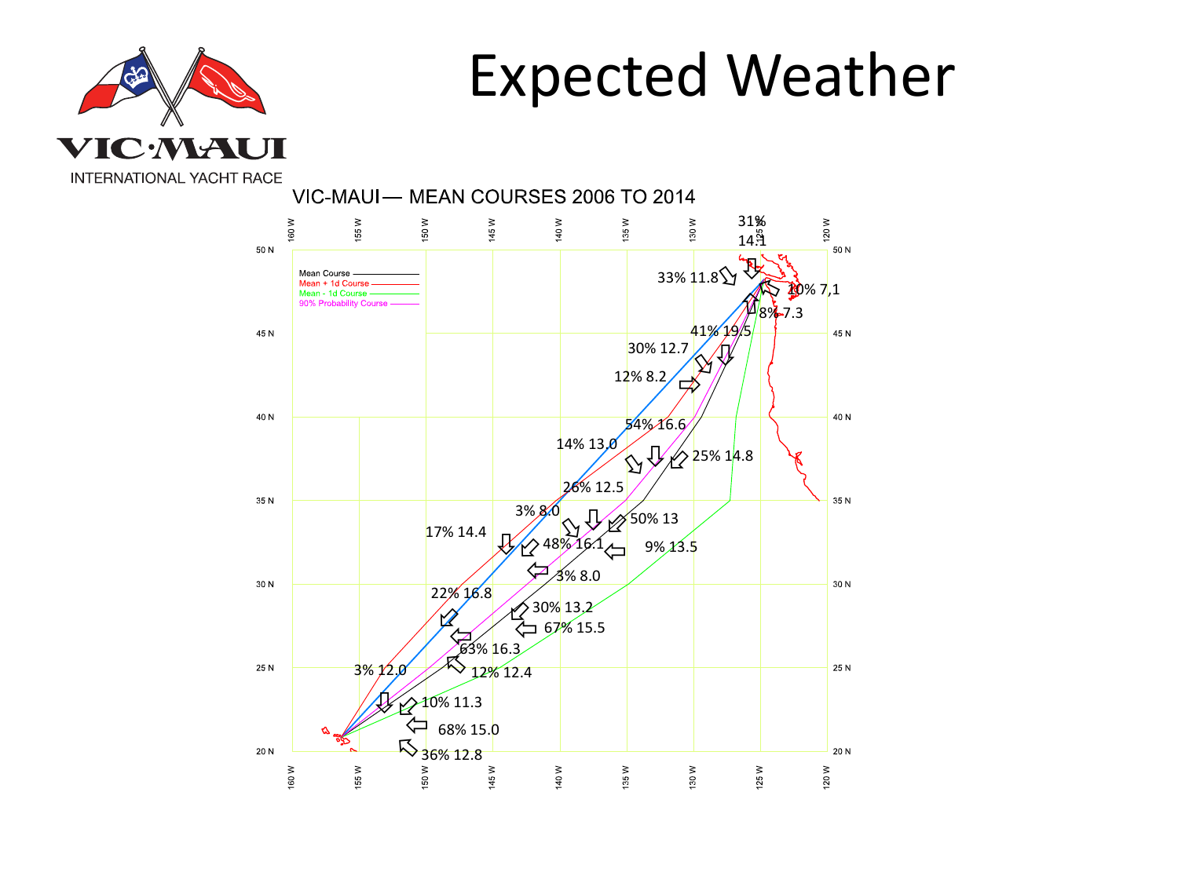# Expected Weather

VIC·MAUI

INTERNATIONAL YACHT RACE

VIC-MAUI — MEAN COURSES 2006 TO 2014

Mean Course
Mean + 1d Course
Mean - 1d Course
90% Probability Course

31% 14.1

33% 11.8

10% 7,1

8% 7.3

41% 19.5

30% 12.7

12% 8.2

54% 16.6

14% 13.0

25% 14.8

26% 12.5

3% 8.0

50% 13

17% 14.4

48% 16.1

9% 13.5

3% 8.0

22% 16.8

30% 13.2

67% 15.5

63% 16.3

3% 12.0

12% 12.4

10% 11.3

68% 15.0

36% 12.8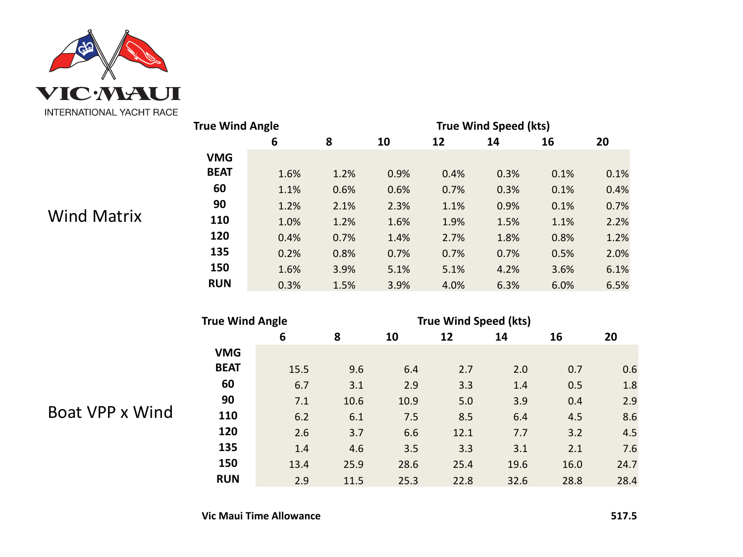VIC·MAUI

INTERNATIONAL YACHT RACE

## Wind Matrix

| True Wind Angle | True Wind Speed (kts) | | | | | | |
|---|---|---|---|---|---|---|---|
| | 6 | 8 | 10 | 12 | 14 | 16 | 20 |
| VMG BEAT | 1.6% | 1.2% | 0.9% | 0.4% | 0.3% | 0.1% | 0.1% |
| 60 | 1.1% | 0.6% | 0.6% | 0.7% | 0.3% | 0.1% | 0.4% |
| 90 | 1.2% | 2.1% | 2.3% | 1.1% | 0.9% | 0.1% | 0.7% |
| 110 | 1.0% | 1.2% | 1.6% | 1.9% | 1.5% | 1.1% | 2.2% |
| 120 | 0.4% | 0.7% | 1.4% | 2.7% | 1.8% | 0.8% | 1.2% |
| 135 | 0.2% | 0.8% | 0.7% | 0.7% | 0.7% | 0.5% | 2.0% |
| 150 | 1.6% | 3.9% | 5.1% | 5.1% | 4.2% | 3.6% | 6.1% |
| RUN | 0.3% | 1.5% | 3.9% | 4.0% | 6.3% | 6.0% | 6.5% |

## Boat VPP x Wind

| True Wind Angle | True Wind Speed (kts) | | | | | | |
|---|---|---|---|---|---|---|---|
| | 6 | 8 | 10 | 12 | 14 | 16 | 20 |
| VMG BEAT | 15.5 | 9.6 | 6.4 | 2.7 | 2.0 | 0.7 | 0.6 |
| 60 | 6.7 | 3.1 | 2.9 | 3.3 | 1.4 | 0.5 | 1.8 |
| 90 | 7.1 | 10.6 | 10.9 | 5.0 | 3.9 | 0.4 | 2.9 |
| 110 | 6.2 | 6.1 | 7.5 | 8.5 | 6.4 | 4.5 | 8.6 |
| 120 | 2.6 | 3.7 | 6.6 | 12.1 | 7.7 | 3.2 | 4.5 |
| 135 | 1.4 | 4.6 | 3.5 | 3.3 | 3.1 | 2.1 | 7.6 |
| 150 | 13.4 | 25.9 | 28.6 | 25.4 | 19.6 | 16.0 | 24.7 |
| RUN | 2.9 | 11.5 | 25.3 | 22.8 | 32.6 | 28.8 | 28.4 |

**Vic Maui Time Allowance** **517.5**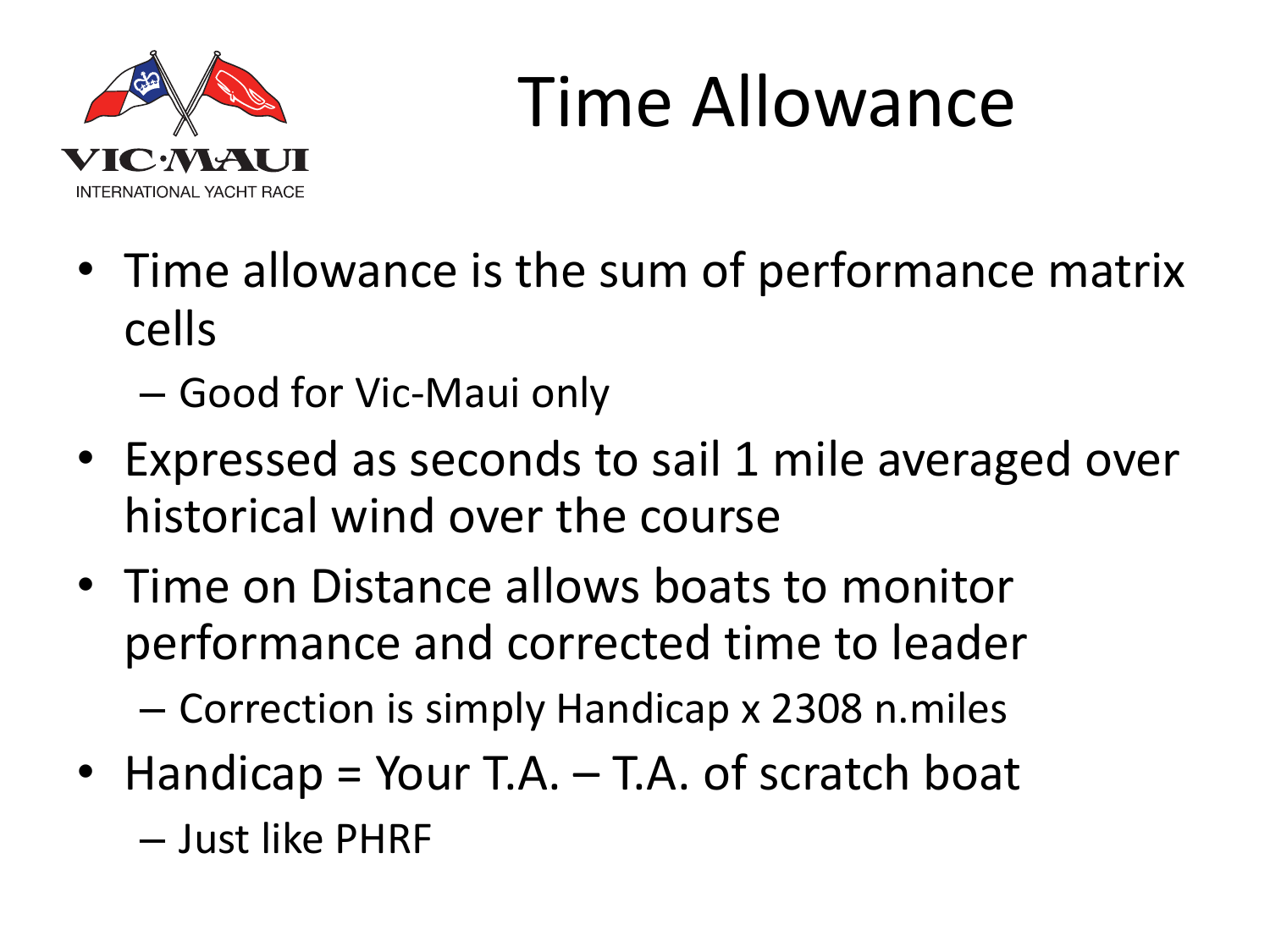VIC·MAUI

INTERNATIONAL YACHT RACE

# Time Allowance

- Time allowance is the sum of performance matrix cells
  - Good for Vic-Maui only
- Expressed as seconds to sail 1 mile averaged over historical wind over the course
- Time on Distance allows boats to monitor performance and corrected time to leader
  - Correction is simply Handicap x 2308 n.miles
- Handicap = Your T.A. – T.A. of scratch boat
  - Just like PHRF